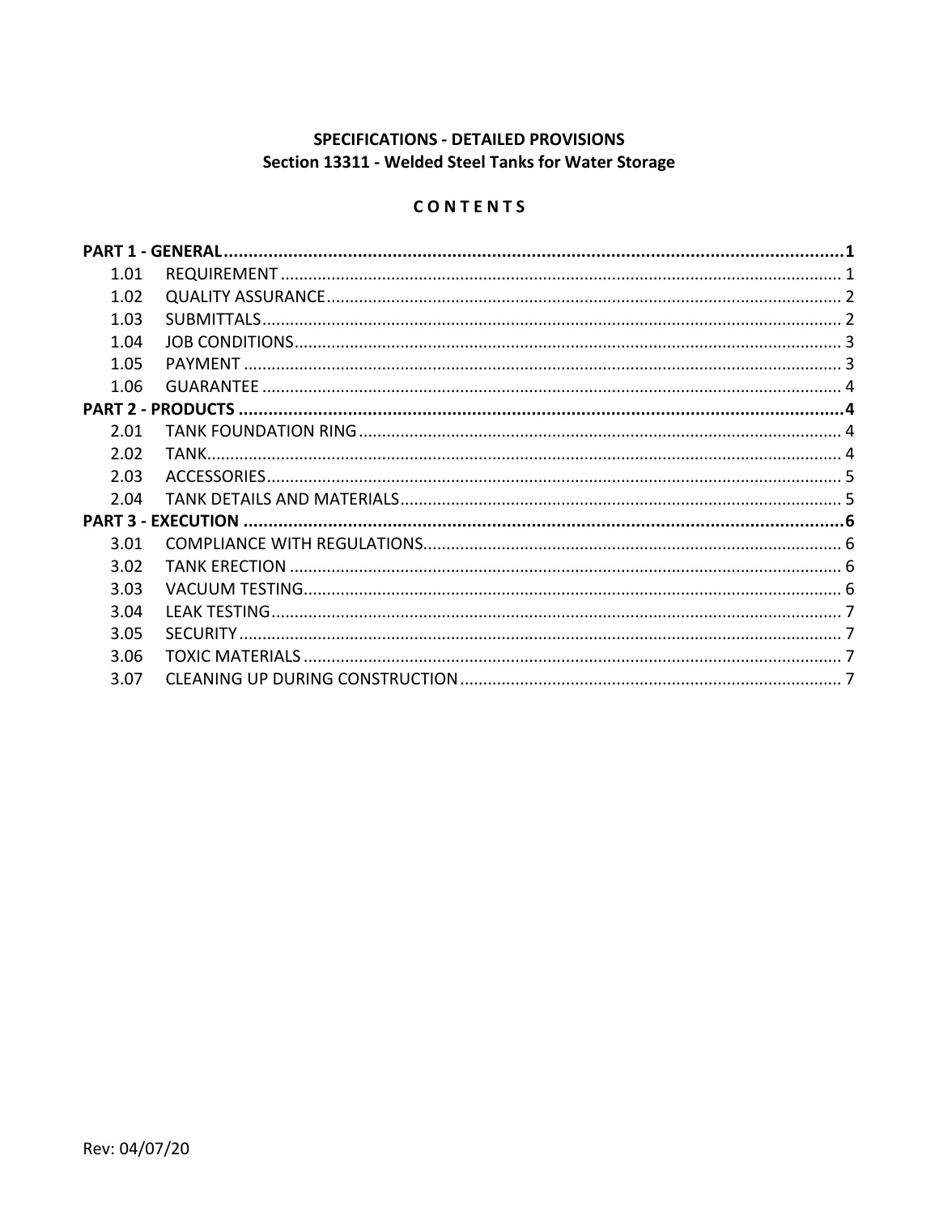**SPECIFICATIONS - DETAILED PROVISIONS**
**Section 13311 - Welded Steel Tanks for Water Storage**

**C O N T E N T S**

| | | |
|---|---|---|
| **PART 1 - GENERAL** | | **1** |
| 1.01 | REQUIREMENT | 1 |
| 1.02 | QUALITY ASSURANCE | 2 |
| 1.03 | SUBMITTALS | 2 |
| 1.04 | JOB CONDITIONS | 3 |
| 1.05 | PAYMENT | 3 |
| 1.06 | GUARANTEE | 4 |
| **PART 2 - PRODUCTS** | | **4** |
| 2.01 | TANK FOUNDATION RING | 4 |
| 2.02 | TANK | 4 |
| 2.03 | ACCESSORIES | 5 |
| 2.04 | TANK DETAILS AND MATERIALS | 5 |
| **PART 3 - EXECUTION** | | **6** |
| 3.01 | COMPLIANCE WITH REGULATIONS | 6 |
| 3.02 | TANK ERECTION | 6 |
| 3.03 | VACUUM TESTING | 6 |
| 3.04 | LEAK TESTING | 7 |
| 3.05 | SECURITY | 7 |
| 3.06 | TOXIC MATERIALS | 7 |
| 3.07 | CLEANING UP DURING CONSTRUCTION | 7 |

Rev: 04/07/20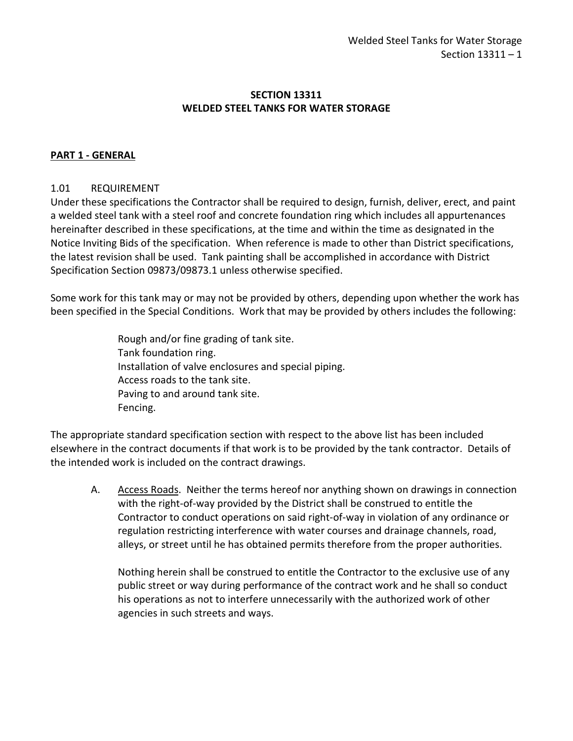# SECTION 13311
# WELDED STEEL TANKS FOR WATER STORAGE

## PART 1 - GENERAL

### 1.01 REQUIREMENT

Under these specifications the Contractor shall be required to design, furnish, deliver, erect, and paint a welded steel tank with a steel roof and concrete foundation ring which includes all appurtenances hereinafter described in these specifications, at the time and within the time as designated in the Notice Inviting Bids of the specification. When reference is made to other than District specifications, the latest revision shall be used. Tank painting shall be accomplished in accordance with District Specification Section 09873/09873.1 unless otherwise specified.

Some work for this tank may or may not be provided by others, depending upon whether the work has been specified in the Special Conditions. Work that may be provided by others includes the following:

- Rough and/or fine grading of tank site.
- Tank foundation ring.
- Installation of valve enclosures and special piping.
- Access roads to the tank site.
- Paving to and around tank site.
- Fencing.

The appropriate standard specification section with respect to the above list has been included elsewhere in the contract documents if that work is to be provided by the tank contractor. Details of the intended work is included on the contract drawings.

A. Access Roads. Neither the terms hereof nor anything shown on drawings in connection with the right-of-way provided by the District shall be construed to entitle the Contractor to conduct operations on said right-of-way in violation of any ordinance or regulation restricting interference with water courses and drainage channels, road, alleys, or street until he has obtained permits therefore from the proper authorities.

   Nothing herein shall be construed to entitle the Contractor to the exclusive use of any public street or way during performance of the contract work and he shall so conduct his operations as not to interfere unnecessarily with the authorized work of other agencies in such streets and ways.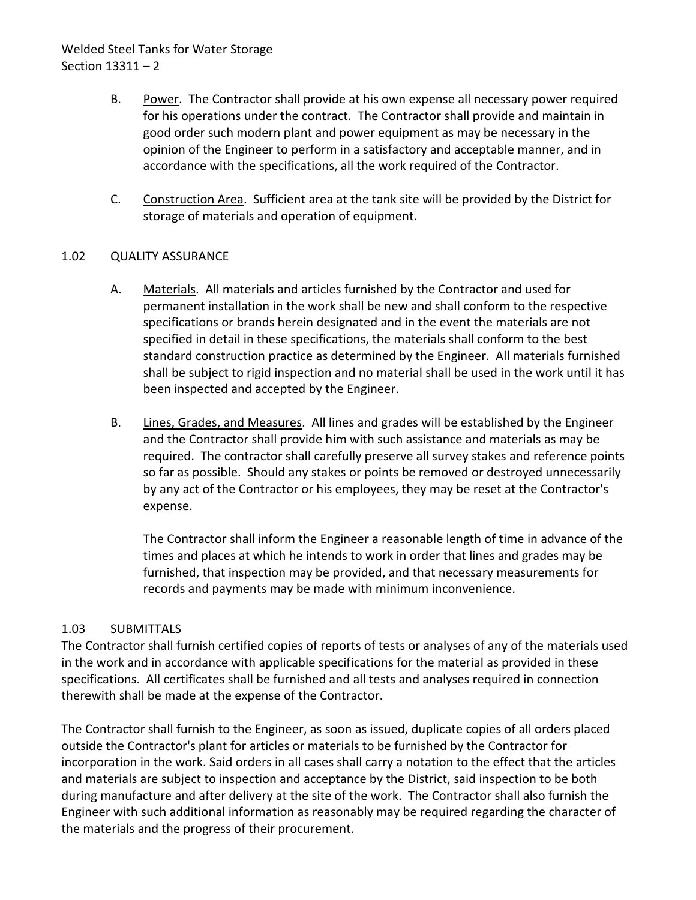B. Power. The Contractor shall provide at his own expense all necessary power required for his operations under the contract. The Contractor shall provide and maintain in good order such modern plant and power equipment as may be necessary in the opinion of the Engineer to perform in a satisfactory and acceptable manner, and in accordance with the specifications, all the work required of the Contractor.

C. Construction Area. Sufficient area at the tank site will be provided by the District for storage of materials and operation of equipment.

## 1.02 QUALITY ASSURANCE

A. Materials. All materials and articles furnished by the Contractor and used for permanent installation in the work shall be new and shall conform to the respective specifications or brands herein designated and in the event the materials are not specified in detail in these specifications, the materials shall conform to the best standard construction practice as determined by the Engineer. All materials furnished shall be subject to rigid inspection and no material shall be used in the work until it has been inspected and accepted by the Engineer.

B. Lines, Grades, and Measures. All lines and grades will be established by the Engineer and the Contractor shall provide him with such assistance and materials as may be required. The contractor shall carefully preserve all survey stakes and reference points so far as possible. Should any stakes or points be removed or destroyed unnecessarily by any act of the Contractor or his employees, they may be reset at the Contractor's expense.

The Contractor shall inform the Engineer a reasonable length of time in advance of the times and places at which he intends to work in order that lines and grades may be furnished, that inspection may be provided, and that necessary measurements for records and payments may be made with minimum inconvenience.

## 1.03 SUBMITTALS

The Contractor shall furnish certified copies of reports of tests or analyses of any of the materials used in the work and in accordance with applicable specifications for the material as provided in these specifications. All certificates shall be furnished and all tests and analyses required in connection therewith shall be made at the expense of the Contractor.

The Contractor shall furnish to the Engineer, as soon as issued, duplicate copies of all orders placed outside the Contractor's plant for articles or materials to be furnished by the Contractor for incorporation in the work. Said orders in all cases shall carry a notation to the effect that the articles and materials are subject to inspection and acceptance by the District, said inspection to be both during manufacture and after delivery at the site of the work. The Contractor shall also furnish the Engineer with such additional information as reasonably may be required regarding the character of the materials and the progress of their procurement.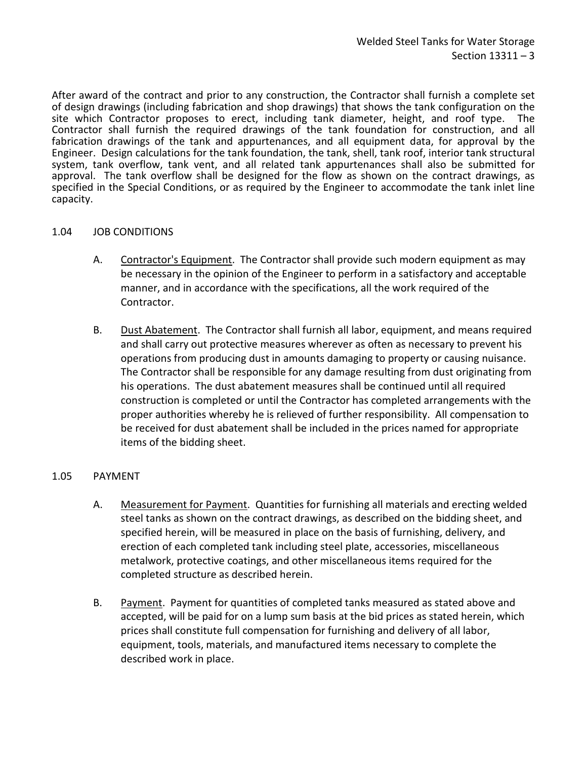After award of the contract and prior to any construction, the Contractor shall furnish a complete set of design drawings (including fabrication and shop drawings) that shows the tank configuration on the site which Contractor proposes to erect, including tank diameter, height, and roof type. The Contractor shall furnish the required drawings of the tank foundation for construction, and all fabrication drawings of the tank and appurtenances, and all equipment data, for approval by the Engineer. Design calculations for the tank foundation, the tank, shell, tank roof, interior tank structural system, tank overflow, tank vent, and all related tank appurtenances shall also be submitted for approval. The tank overflow shall be designed for the flow as shown on the contract drawings, as specified in the Special Conditions, or as required by the Engineer to accommodate the tank inlet line capacity.

## 1.04 JOB CONDITIONS

A. Contractor's Equipment. The Contractor shall provide such modern equipment as may be necessary in the opinion of the Engineer to perform in a satisfactory and acceptable manner, and in accordance with the specifications, all the work required of the Contractor.

B. Dust Abatement. The Contractor shall furnish all labor, equipment, and means required and shall carry out protective measures wherever as often as necessary to prevent his operations from producing dust in amounts damaging to property or causing nuisance. The Contractor shall be responsible for any damage resulting from dust originating from his operations. The dust abatement measures shall be continued until all required construction is completed or until the Contractor has completed arrangements with the proper authorities whereby he is relieved of further responsibility. All compensation to be received for dust abatement shall be included in the prices named for appropriate items of the bidding sheet.

## 1.05 PAYMENT

A. Measurement for Payment. Quantities for furnishing all materials and erecting welded steel tanks as shown on the contract drawings, as described on the bidding sheet, and specified herein, will be measured in place on the basis of furnishing, delivery, and erection of each completed tank including steel plate, accessories, miscellaneous metalwork, protective coatings, and other miscellaneous items required for the completed structure as described herein.

B. Payment. Payment for quantities of completed tanks measured as stated above and accepted, will be paid for on a lump sum basis at the bid prices as stated herein, which prices shall constitute full compensation for furnishing and delivery of all labor, equipment, tools, materials, and manufactured items necessary to complete the described work in place.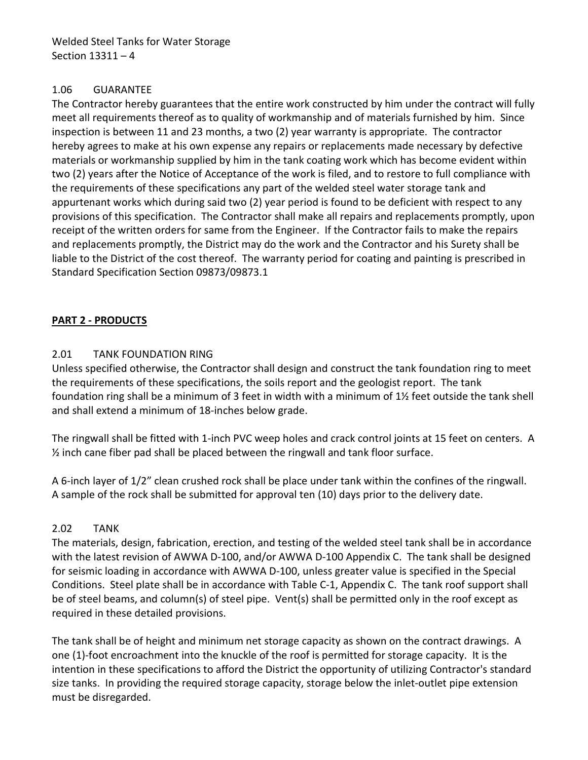## 1.06 GUARANTEE

The Contractor hereby guarantees that the entire work constructed by him under the contract will fully meet all requirements thereof as to quality of workmanship and of materials furnished by him. Since inspection is between 11 and 23 months, a two (2) year warranty is appropriate. The contractor hereby agrees to make at his own expense any repairs or replacements made necessary by defective materials or workmanship supplied by him in the tank coating work which has become evident within two (2) years after the Notice of Acceptance of the work is filed, and to restore to full compliance with the requirements of these specifications any part of the welded steel water storage tank and appurtenant works which during said two (2) year period is found to be deficient with respect to any provisions of this specification. The Contractor shall make all repairs and replacements promptly, upon receipt of the written orders for same from the Engineer. If the Contractor fails to make the repairs and replacements promptly, the District may do the work and the Contractor and his Surety shall be liable to the District of the cost thereof. The warranty period for coating and painting is prescribed in Standard Specification Section 09873/09873.1

# PART 2 - PRODUCTS

## 2.01 TANK FOUNDATION RING

Unless specified otherwise, the Contractor shall design and construct the tank foundation ring to meet the requirements of these specifications, the soils report and the geologist report. The tank foundation ring shall be a minimum of 3 feet in width with a minimum of 1½ feet outside the tank shell and shall extend a minimum of 18-inches below grade.

The ringwall shall be fitted with 1-inch PVC weep holes and crack control joints at 15 feet on centers. A ½ inch cane fiber pad shall be placed between the ringwall and tank floor surface.

A 6-inch layer of 1/2" clean crushed rock shall be place under tank within the confines of the ringwall. A sample of the rock shall be submitted for approval ten (10) days prior to the delivery date.

## 2.02 TANK

The materials, design, fabrication, erection, and testing of the welded steel tank shall be in accordance with the latest revision of AWWA D-100, and/or AWWA D-100 Appendix C. The tank shall be designed for seismic loading in accordance with AWWA D-100, unless greater value is specified in the Special Conditions. Steel plate shall be in accordance with Table C-1, Appendix C. The tank roof support shall be of steel beams, and column(s) of steel pipe. Vent(s) shall be permitted only in the roof except as required in these detailed provisions.

The tank shall be of height and minimum net storage capacity as shown on the contract drawings. A one (1)-foot encroachment into the knuckle of the roof is permitted for storage capacity. It is the intention in these specifications to afford the District the opportunity of utilizing Contractor's standard size tanks. In providing the required storage capacity, storage below the inlet-outlet pipe extension must be disregarded.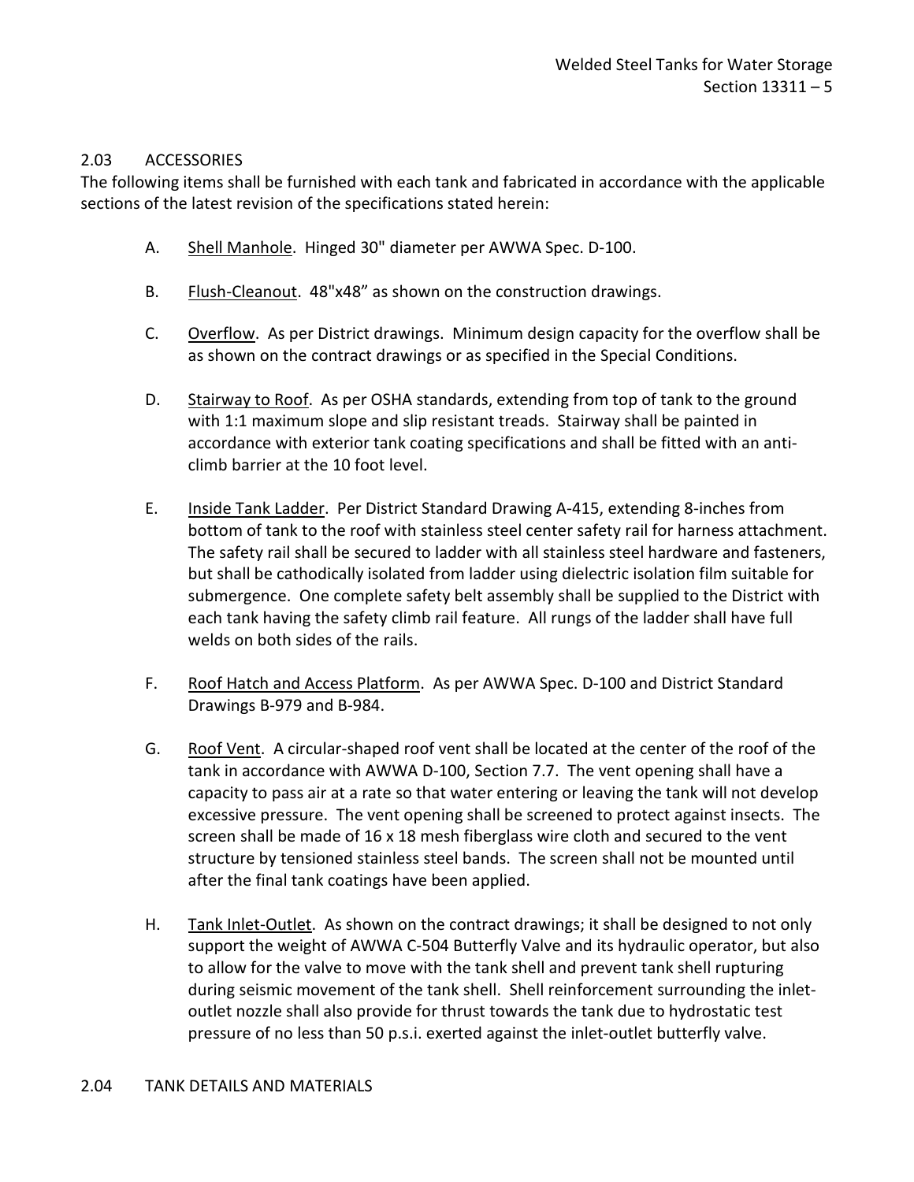## 2.03 ACCESSORIES

The following items shall be furnished with each tank and fabricated in accordance with the applicable sections of the latest revision of the specifications stated herein:

A. Shell Manhole. Hinged 30" diameter per AWWA Spec. D-100.

B. Flush-Cleanout. 48"x48" as shown on the construction drawings.

C. Overflow. As per District drawings. Minimum design capacity for the overflow shall be as shown on the contract drawings or as specified in the Special Conditions.

D. Stairway to Roof. As per OSHA standards, extending from top of tank to the ground with 1:1 maximum slope and slip resistant treads. Stairway shall be painted in accordance with exterior tank coating specifications and shall be fitted with an anti-climb barrier at the 10 foot level.

E. Inside Tank Ladder. Per District Standard Drawing A-415, extending 8-inches from bottom of tank to the roof with stainless steel center safety rail for harness attachment. The safety rail shall be secured to ladder with all stainless steel hardware and fasteners, but shall be cathodically isolated from ladder using dielectric isolation film suitable for submergence. One complete safety belt assembly shall be supplied to the District with each tank having the safety climb rail feature. All rungs of the ladder shall have full welds on both sides of the rails.

F. Roof Hatch and Access Platform. As per AWWA Spec. D-100 and District Standard Drawings B-979 and B-984.

G. Roof Vent. A circular-shaped roof vent shall be located at the center of the roof of the tank in accordance with AWWA D-100, Section 7.7. The vent opening shall have a capacity to pass air at a rate so that water entering or leaving the tank will not develop excessive pressure. The vent opening shall be screened to protect against insects. The screen shall be made of 16 x 18 mesh fiberglass wire cloth and secured to the vent structure by tensioned stainless steel bands. The screen shall not be mounted until after the final tank coatings have been applied.

H. Tank Inlet-Outlet. As shown on the contract drawings; it shall be designed to not only support the weight of AWWA C-504 Butterfly Valve and its hydraulic operator, but also to allow for the valve to move with the tank shell and prevent tank shell rupturing during seismic movement of the tank shell. Shell reinforcement surrounding the inlet-outlet nozzle shall also provide for thrust towards the tank due to hydrostatic test pressure of no less than 50 p.s.i. exerted against the inlet-outlet butterfly valve.

## 2.04 TANK DETAILS AND MATERIALS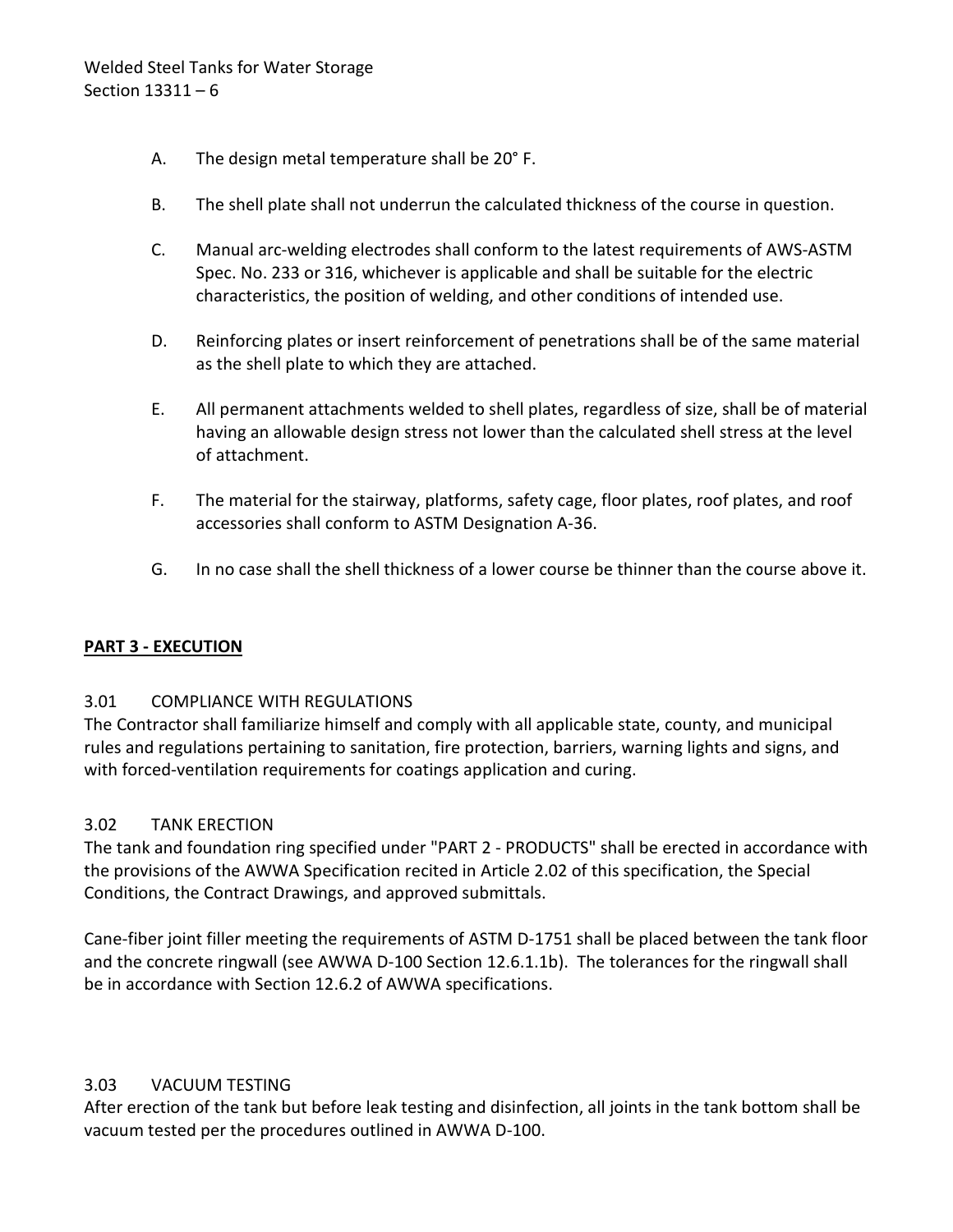A. The design metal temperature shall be 20° F.

B. The shell plate shall not underrun the calculated thickness of the course in question.

C. Manual arc-welding electrodes shall conform to the latest requirements of AWS-ASTM Spec. No. 233 or 316, whichever is applicable and shall be suitable for the electric characteristics, the position of welding, and other conditions of intended use.

D. Reinforcing plates or insert reinforcement of penetrations shall be of the same material as the shell plate to which they are attached.

E. All permanent attachments welded to shell plates, regardless of size, shall be of material having an allowable design stress not lower than the calculated shell stress at the level of attachment.

F. The material for the stairway, platforms, safety cage, floor plates, roof plates, and roof accessories shall conform to ASTM Designation A-36.

G. In no case shall the shell thickness of a lower course be thinner than the course above it.

## PART 3 - EXECUTION

### 3.01 COMPLIANCE WITH REGULATIONS

The Contractor shall familiarize himself and comply with all applicable state, county, and municipal rules and regulations pertaining to sanitation, fire protection, barriers, warning lights and signs, and with forced-ventilation requirements for coatings application and curing.

### 3.02 TANK ERECTION

The tank and foundation ring specified under "PART 2 - PRODUCTS" shall be erected in accordance with the provisions of the AWWA Specification recited in Article 2.02 of this specification, the Special Conditions, the Contract Drawings, and approved submittals.

Cane-fiber joint filler meeting the requirements of ASTM D-1751 shall be placed between the tank floor and the concrete ringwall (see AWWA D-100 Section 12.6.1.1b). The tolerances for the ringwall shall be in accordance with Section 12.6.2 of AWWA specifications.

### 3.03 VACUUM TESTING

After erection of the tank but before leak testing and disinfection, all joints in the tank bottom shall be vacuum tested per the procedures outlined in AWWA D-100.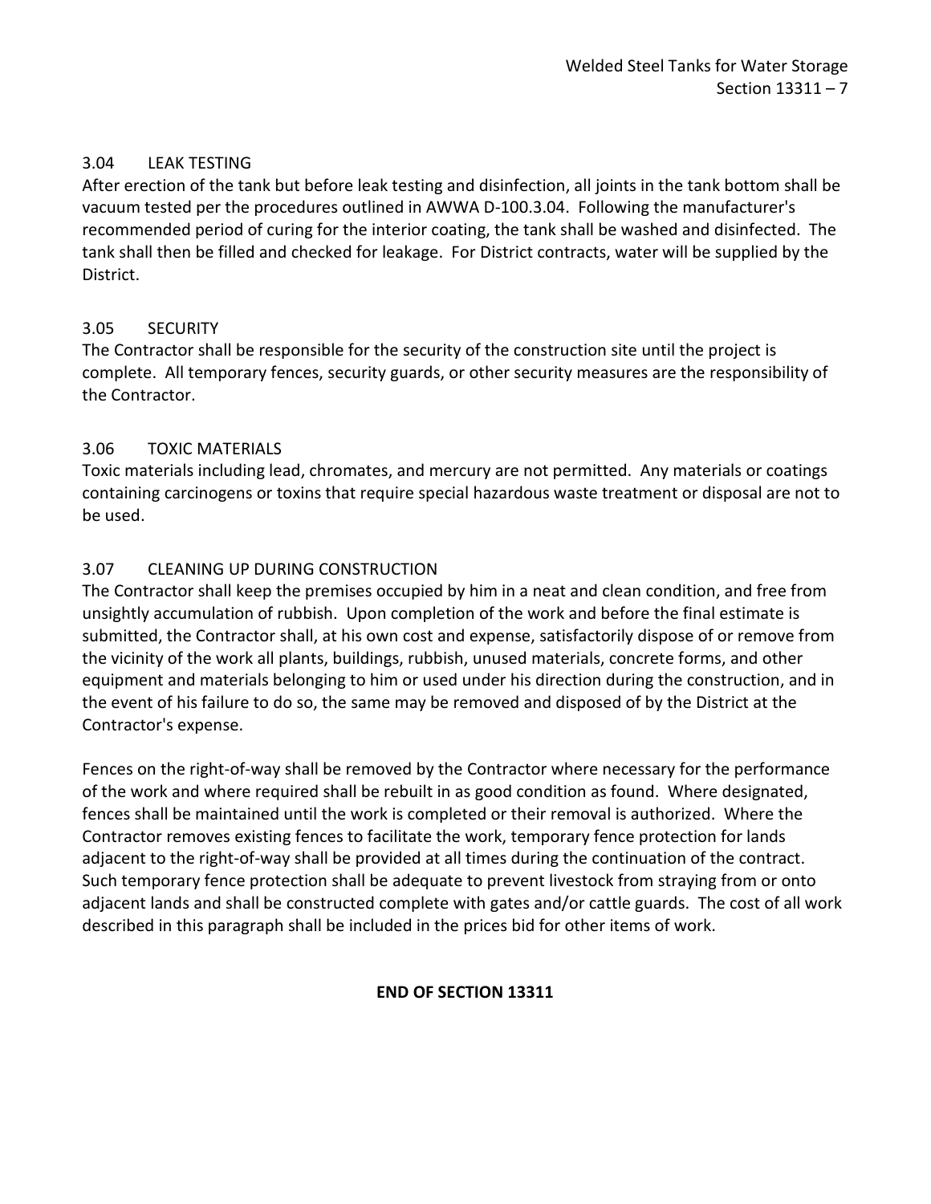### 3.04 LEAK TESTING

After erection of the tank but before leak testing and disinfection, all joints in the tank bottom shall be vacuum tested per the procedures outlined in AWWA D-100.3.04. Following the manufacturer's recommended period of curing for the interior coating, the tank shall be washed and disinfected. The tank shall then be filled and checked for leakage. For District contracts, water will be supplied by the District.

### 3.05 SECURITY

The Contractor shall be responsible for the security of the construction site until the project is complete. All temporary fences, security guards, or other security measures are the responsibility of the Contractor.

### 3.06 TOXIC MATERIALS

Toxic materials including lead, chromates, and mercury are not permitted. Any materials or coatings containing carcinogens or toxins that require special hazardous waste treatment or disposal are not to be used.

### 3.07 CLEANING UP DURING CONSTRUCTION

The Contractor shall keep the premises occupied by him in a neat and clean condition, and free from unsightly accumulation of rubbish. Upon completion of the work and before the final estimate is submitted, the Contractor shall, at his own cost and expense, satisfactorily dispose of or remove from the vicinity of the work all plants, buildings, rubbish, unused materials, concrete forms, and other equipment and materials belonging to him or used under his direction during the construction, and in the event of his failure to do so, the same may be removed and disposed of by the District at the Contractor's expense.

Fences on the right-of-way shall be removed by the Contractor where necessary for the performance of the work and where required shall be rebuilt in as good condition as found. Where designated, fences shall be maintained until the work is completed or their removal is authorized. Where the Contractor removes existing fences to facilitate the work, temporary fence protection for lands adjacent to the right-of-way shall be provided at all times during the continuation of the contract. Such temporary fence protection shall be adequate to prevent livestock from straying from or onto adjacent lands and shall be constructed complete with gates and/or cattle guards. The cost of all work described in this paragraph shall be included in the prices bid for other items of work.

**END OF SECTION 13311**